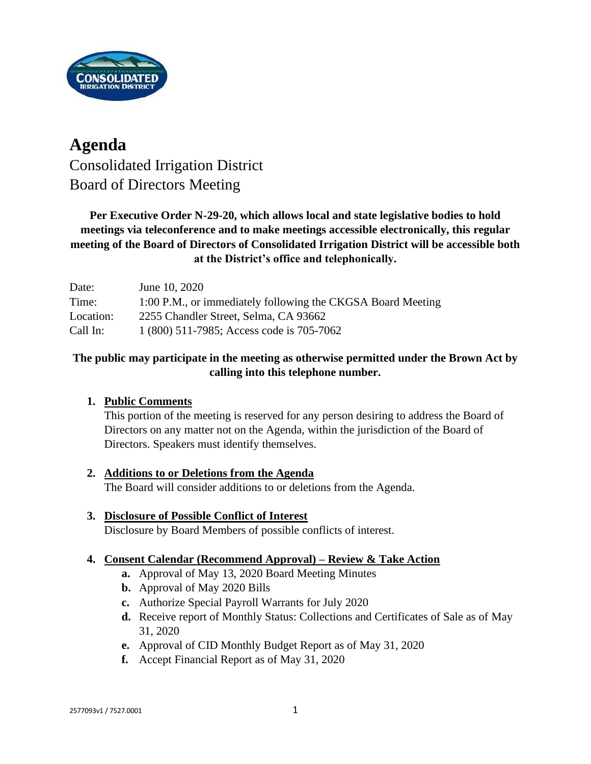# Agenda

Consolidated Irrigation District
Board of Directors Meeting

**Per Executive Order N-29-20, which allows local and state legislative bodies to hold meetings via teleconference and to make meetings accessible electronically, this regular meeting of the Board of Directors of Consolidated Irrigation District will be accessible both at the District's office and telephonically.**

| | |
|---|---|
| Date: | June 10, 2020 |
| Time: | 1:00 P.M., or immediately following the CKGSA Board Meeting |
| Location: | 2255 Chandler Street, Selma, CA 93662 |
| Call In: | 1 (800) 511-7985; Access code is 705-7062 |

**The public may participate in the meeting as otherwise permitted under the Brown Act by calling into this telephone number.**

1. **Public Comments**
   This portion of the meeting is reserved for any person desiring to address the Board of Directors on any matter not on the Agenda, within the jurisdiction of the Board of Directors. Speakers must identify themselves.

2. **Additions to or Deletions from the Agenda**
   The Board will consider additions to or deletions from the Agenda.

3. **Disclosure of Possible Conflict of Interest**
   Disclosure by Board Members of possible conflicts of interest.

4. **Consent Calendar (Recommend Approval) – Review & Take Action**
   - **a.** Approval of May 13, 2020 Board Meeting Minutes
   - **b.** Approval of May 2020 Bills
   - **c.** Authorize Special Payroll Warrants for July 2020
   - **d.** Receive report of Monthly Status: Collections and Certificates of Sale as of May 31, 2020
   - **e.** Approval of CID Monthly Budget Report as of May 31, 2020
   - **f.** Accept Financial Report as of May 31, 2020

2577093v1 / 7527.0001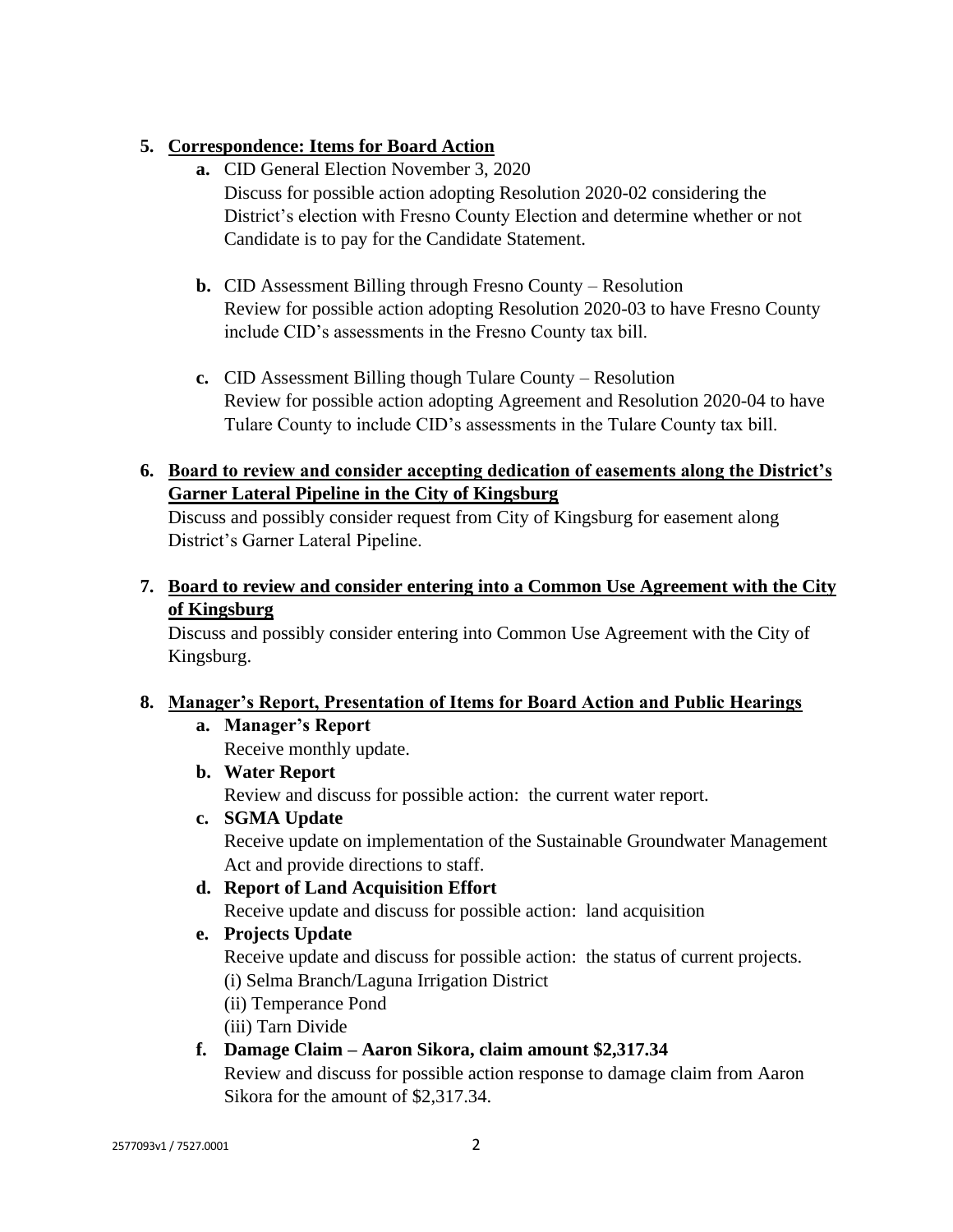**5. <u>Correspondence: Items for Board Action</u>**

- **a.** CID General Election November 3, 2020
  Discuss for possible action adopting Resolution 2020-02 considering the District's election with Fresno County Election and determine whether or not Candidate is to pay for the Candidate Statement.

- **b.** CID Assessment Billing through Fresno County – Resolution
  Review for possible action adopting Resolution 2020-03 to have Fresno County include CID's assessments in the Fresno County tax bill.

- **c.** CID Assessment Billing though Tulare County – Resolution
  Review for possible action adopting Agreement and Resolution 2020-04 to have Tulare County to include CID's assessments in the Tulare County tax bill.

**6. <u>Board to review and consider accepting dedication of easements along the District's Garner Lateral Pipeline in the City of Kingsburg</u>**

Discuss and possibly consider request from City of Kingsburg for easement along District's Garner Lateral Pipeline.

**7. <u>Board to review and consider entering into a Common Use Agreement with the City of Kingsburg</u>**

Discuss and possibly consider entering into Common Use Agreement with the City of Kingsburg.

**8. <u>Manager's Report, Presentation of Items for Board Action and Public Hearings</u>**

- **a. Manager's Report**
  Receive monthly update.
- **b. Water Report**
  Review and discuss for possible action: the current water report.
- **c. SGMA Update**
  Receive update on implementation of the Sustainable Groundwater Management Act and provide directions to staff.
- **d. Report of Land Acquisition Effort**
  Receive update and discuss for possible action: land acquisition
- **e. Projects Update**
  Receive update and discuss for possible action: the status of current projects.
  (i) Selma Branch/Laguna Irrigation District
  (ii) Temperance Pond
  (iii) Tarn Divide
- **f. Damage Claim – Aaron Sikora, claim amount $2,317.34**
  Review and discuss for possible action response to damage claim from Aaron Sikora for the amount of $2,317.34.

2577093v1 / 7527.0001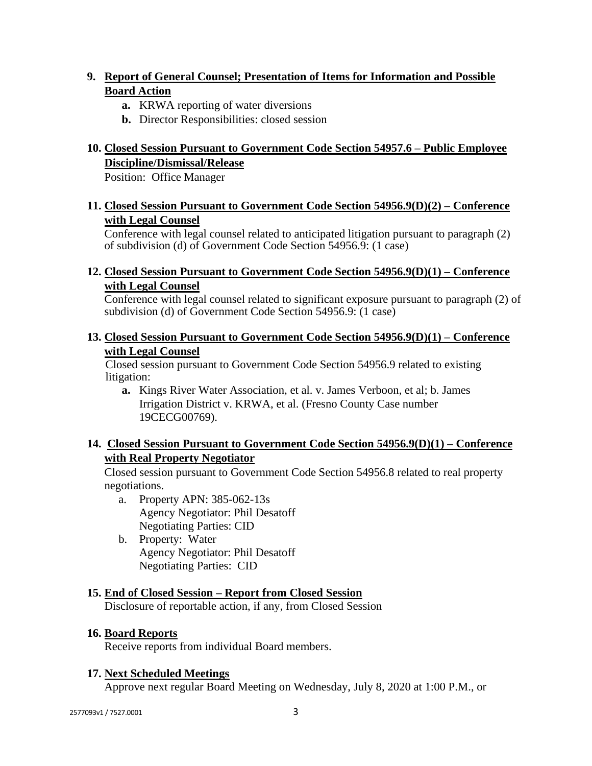**9. <u>Report of General Counsel; Presentation of Items for Information and Possible Board Action</u>**

- **a.** KRWA reporting of water diversions
- **b.** Director Responsibilities: closed session

**10. <u>Closed Session Pursuant to Government Code Section 54957.6 – Public Employee Discipline/Dismissal/Release</u>**

Position: Office Manager

**11. <u>Closed Session Pursuant to Government Code Section 54956.9(D)(2) – Conference with Legal Counsel</u>**

Conference with legal counsel related to anticipated litigation pursuant to paragraph (2) of subdivision (d) of Government Code Section 54956.9: (1 case)

**12. <u>Closed Session Pursuant to Government Code Section 54956.9(D)(1) – Conference with Legal Counsel</u>**

Conference with legal counsel related to significant exposure pursuant to paragraph (2) of subdivision (d) of Government Code Section 54956.9: (1 case)

**13. <u>Closed Session Pursuant to Government Code Section 54956.9(D)(1) – Conference with Legal Counsel</u>**

Closed session pursuant to Government Code Section 54956.9 related to existing litigation:

- **a.** Kings River Water Association, et al. v. James Verboon, et al; b. James Irrigation District v. KRWA, et al. (Fresno County Case number 19CECG00769).

**14. <u>Closed Session Pursuant to Government Code Section 54956.9(D)(1) – Conference with Real Property Negotiator</u>**

Closed session pursuant to Government Code Section 54956.8 related to real property negotiations.

a. Property APN: 385-062-13s
   Agency Negotiator: Phil Desatoff
   Negotiating Parties: CID

b. Property: Water
   Agency Negotiator: Phil Desatoff
   Negotiating Parties: CID

**15. <u>End of Closed Session – Report from Closed Session</u>**

Disclosure of reportable action, if any, from Closed Session

**16. <u>Board Reports</u>**

Receive reports from individual Board members.

**17. <u>Next Scheduled Meetings</u>**

Approve next regular Board Meeting on Wednesday, July 8, 2020 at 1:00 P.M., or

2577093v1 / 7527.0001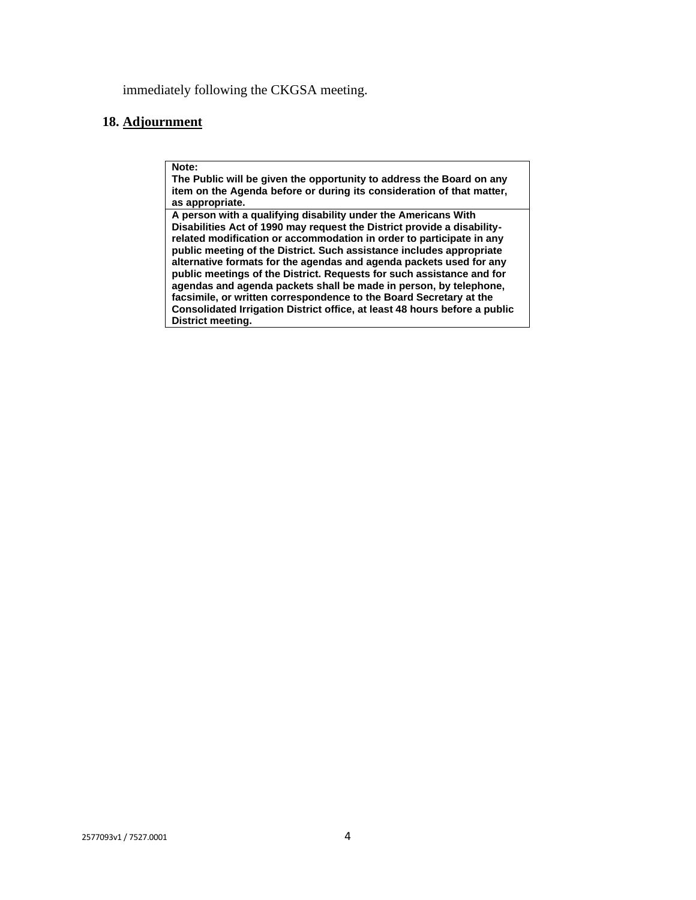immediately following the CKGSA meeting.

**18. <u>Adjournment</u>**

| |
|---|
| **Note:**<br>**The Public will be given the opportunity to address the Board on any item on the Agenda before or during its consideration of that matter, as appropriate.** |
| **A person with a qualifying disability under the Americans With Disabilities Act of 1990 may request the District provide a disability-related modification or accommodation in order to participate in any public meeting of the District. Such assistance includes appropriate alternative formats for the agendas and agenda packets used for any public meetings of the District. Requests for such assistance and for agendas and agenda packets shall be made in person, by telephone, facsimile, or written correspondence to the Board Secretary at the Consolidated Irrigation District office, at least 48 hours before a public District meeting.** |

2577093v1 / 7527.0001